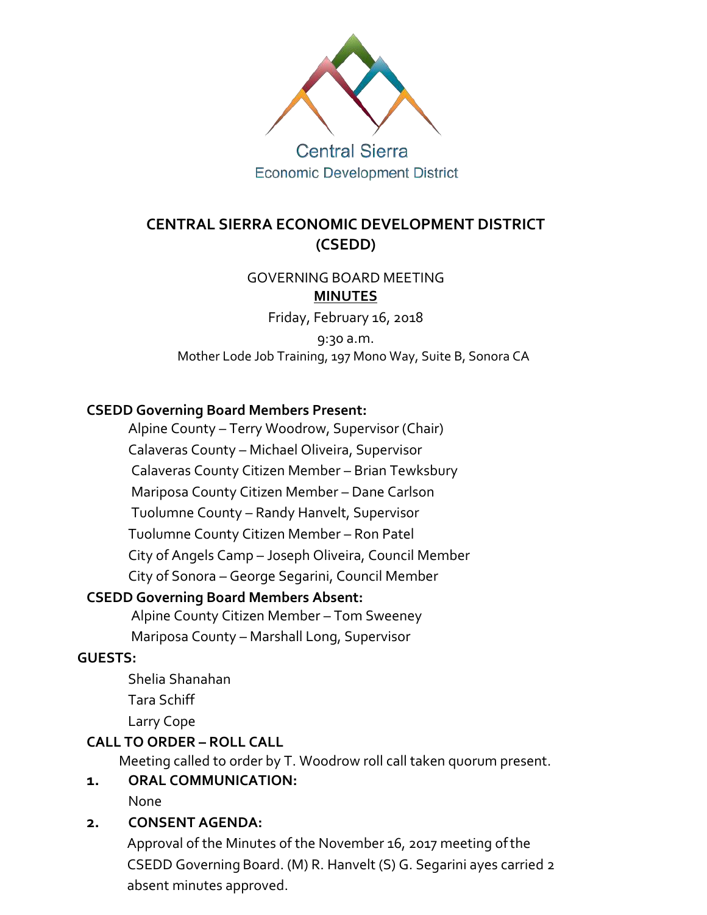Central Sierra
Economic Development District

# CENTRAL SIERRA ECONOMIC DEVELOPMENT DISTRICT (CSEDD)

GOVERNING BOARD MEETING

**MINUTES**

Friday, February 16, 2018

9:30 a.m.

Mother Lode Job Training, 197 Mono Way, Suite B, Sonora CA

**CSEDD Governing Board Members Present:**

Alpine County – Terry Woodrow, Supervisor (Chair)
Calaveras County – Michael Oliveira, Supervisor
Calaveras County Citizen Member – Brian Tewksbury
Mariposa County Citizen Member – Dane Carlson
Tuolumne County – Randy Hanvelt, Supervisor
Tuolumne County Citizen Member – Ron Patel
City of Angels Camp – Joseph Oliveira, Council Member
City of Sonora – George Segarini, Council Member

**CSEDD Governing Board Members Absent:**

Alpine County Citizen Member – Tom Sweeney
Mariposa County – Marshall Long, Supervisor

**GUESTS:**

Shelia Shanahan
Tara Schiff
Larry Cope

**CALL TO ORDER – ROLL CALL**

Meeting called to order by T. Woodrow roll call taken quorum present.

1. **ORAL COMMUNICATION:**

   None

2. **CONSENT AGENDA:**

   Approval of the Minutes of the November 16, 2017 meeting of the CSEDD Governing Board. (M) R. Hanvelt (S) G. Segarini ayes carried 2 absent minutes approved.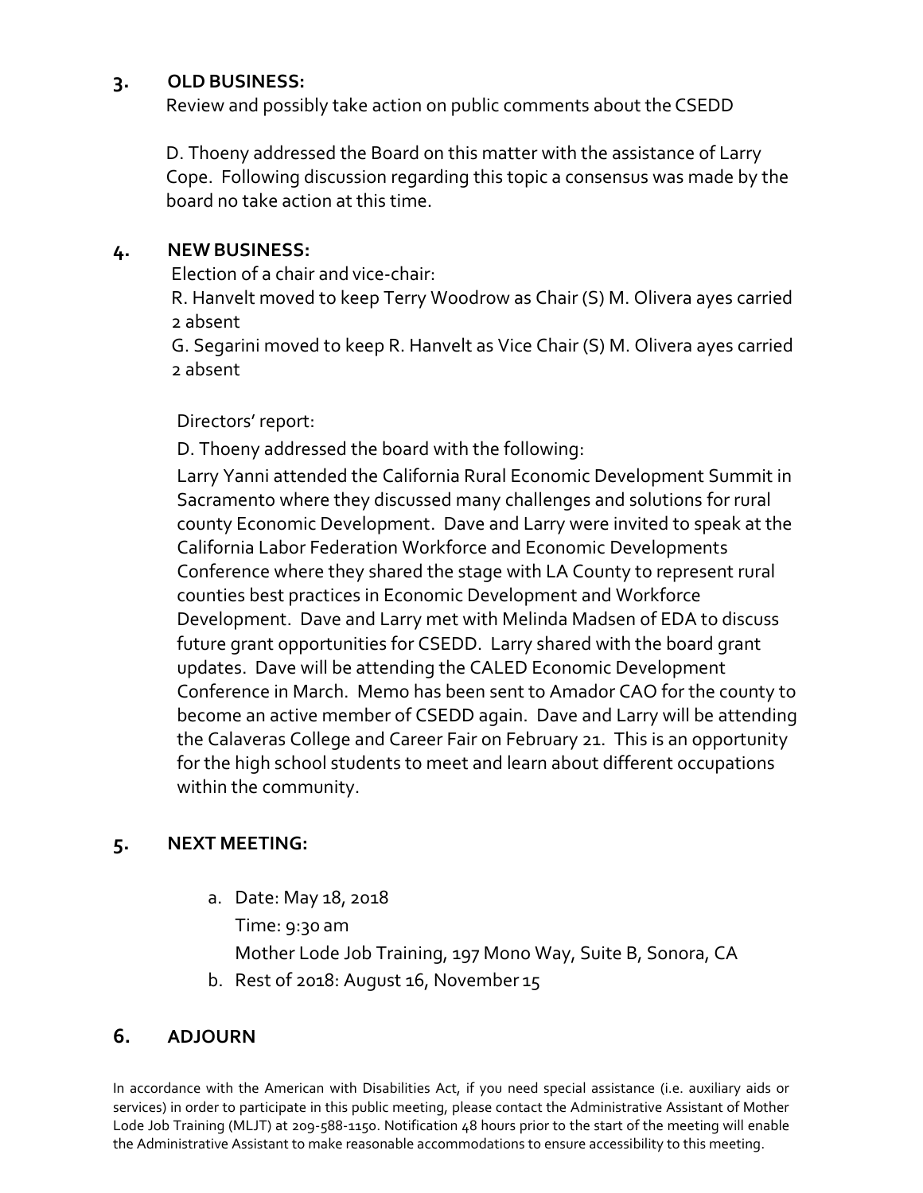## 3. OLD BUSINESS:

Review and possibly take action on public comments about the CSEDD

D. Thoeny addressed the Board on this matter with the assistance of Larry Cope. Following discussion regarding this topic a consensus was made by the board no take action at this time.

## 4. NEW BUSINESS:

Election of a chair and vice-chair:

R. Hanvelt moved to keep Terry Woodrow as Chair (S) M. Olivera ayes carried 2 absent

G. Segarini moved to keep R. Hanvelt as Vice Chair (S) M. Olivera ayes carried 2 absent

Directors' report:

D. Thoeny addressed the board with the following:

Larry Yanni attended the California Rural Economic Development Summit in Sacramento where they discussed many challenges and solutions for rural county Economic Development. Dave and Larry were invited to speak at the California Labor Federation Workforce and Economic Developments Conference where they shared the stage with LA County to represent rural counties best practices in Economic Development and Workforce Development. Dave and Larry met with Melinda Madsen of EDA to discuss future grant opportunities for CSEDD. Larry shared with the board grant updates. Dave will be attending the CALED Economic Development Conference in March. Memo has been sent to Amador CAO for the county to become an active member of CSEDD again. Dave and Larry will be attending the Calaveras College and Career Fair on February 21. This is an opportunity for the high school students to meet and learn about different occupations within the community.

## 5. NEXT MEETING:

a. Date: May 18, 2018
   Time: 9:30 am
   Mother Lode Job Training, 197 Mono Way, Suite B, Sonora, CA
b. Rest of 2018: August 16, November 15

## 6. ADJOURN

In accordance with the American with Disabilities Act, if you need special assistance (i.e. auxiliary aids or services) in order to participate in this public meeting, please contact the Administrative Assistant of Mother Lode Job Training (MLJT) at 209-588-1150. Notification 48 hours prior to the start of the meeting will enable the Administrative Assistant to make reasonable accommodations to ensure accessibility to this meeting.